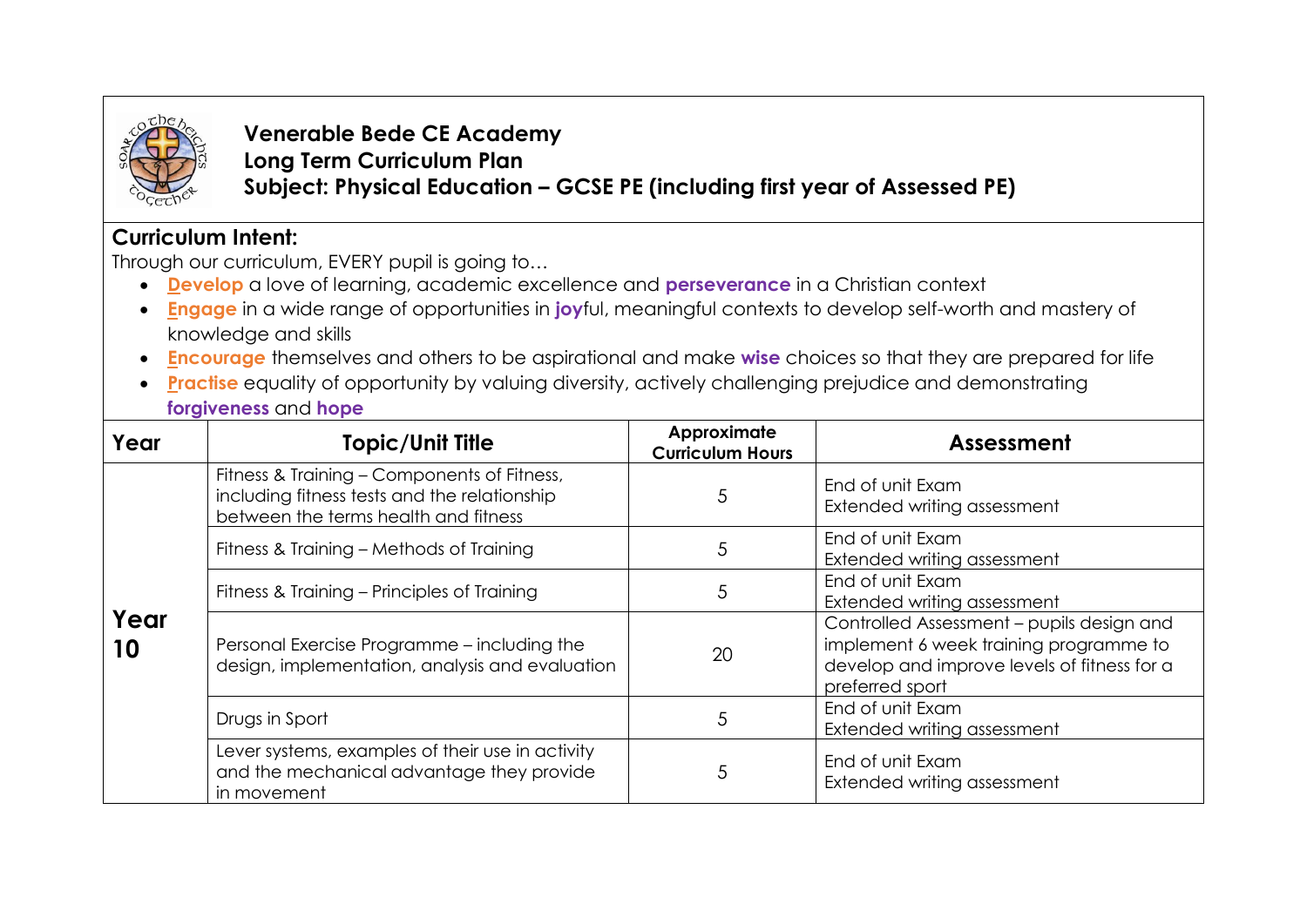**Venerable Bede CE Academy**
**Long Term Curriculum Plan**
**Subject: Physical Education – GCSE PE (including first year of Assessed PE)**

## Curriculum Intent:

Through our curriculum, EVERY pupil is going to…

- **Develop** a love of learning, academic excellence and **perseverance** in a Christian context
- **Engage** in a wide range of opportunities in **joy**ful, meaningful contexts to develop self-worth and mastery of knowledge and skills
- **Encourage** themselves and others to be aspirational and make **wise** choices so that they are prepared for life
- **Practise** equality of opportunity by valuing diversity, actively challenging prejudice and demonstrating **forgiveness** and **hope**

| Year | Topic/Unit Title | Approximate Curriculum Hours | Assessment |
|---|---|---|---|
| Year 10 | Fitness & Training – Components of Fitness, including fitness tests and the relationship between the terms health and fitness | 5 | End of unit Exam<br>Extended writing assessment |
| | Fitness & Training – Methods of Training | 5 | End of unit Exam<br>Extended writing assessment |
| | Fitness & Training – Principles of Training | 5 | End of unit Exam<br>Extended writing assessment |
| | Personal Exercise Programme – including the design, implementation, analysis and evaluation | 20 | Controlled Assessment – pupils design and implement 6 week training programme to develop and improve levels of fitness for a preferred sport |
| | Drugs in Sport | 5 | End of unit Exam<br>Extended writing assessment |
| | Lever systems, examples of their use in activity and the mechanical advantage they provide in movement | 5 | End of unit Exam<br>Extended writing assessment |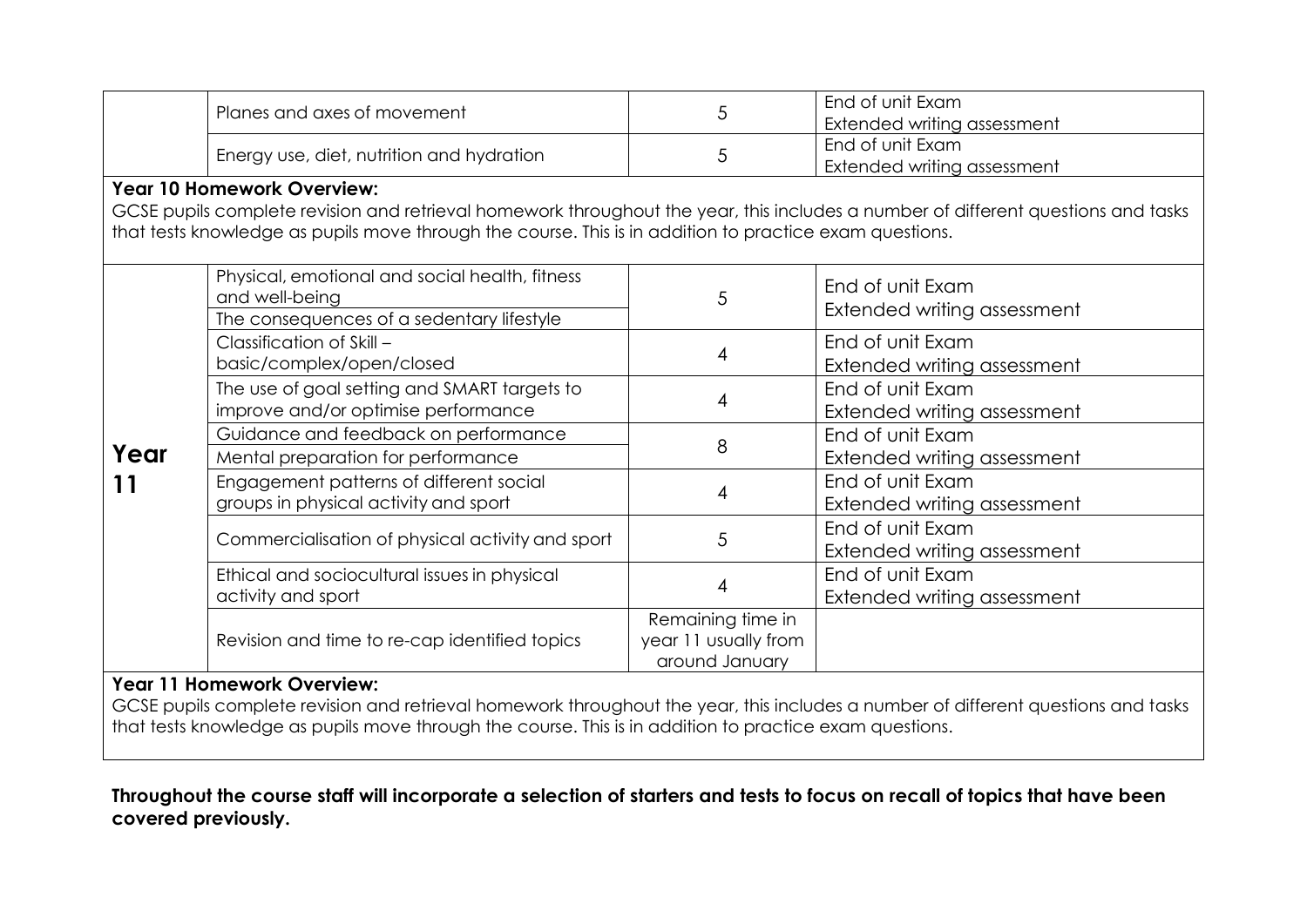| | | | |
|---|---|---|---|
| | Planes and axes of movement | 5 | End of unit Exam<br>Extended writing assessment |
| | Energy use, diet, nutrition and hydration | 5 | End of unit Exam<br>Extended writing assessment |

**Year 10 Homework Overview:**
GCSE pupils complete revision and retrieval homework throughout the year, this includes a number of different questions and tasks that tests knowledge as pupils move through the course. This is in addition to practice exam questions.

| | | | |
|---|---|---|---|
| **Year 11** | Physical, emotional and social health, fitness and well-being<br>The consequences of a sedentary lifestyle | 5 | End of unit Exam<br>Extended writing assessment |
| | Classification of Skill – basic/complex/open/closed | 4 | End of unit Exam<br>Extended writing assessment |
| | The use of goal setting and SMART targets to improve and/or optimise performance | 4 | End of unit Exam<br>Extended writing assessment |
| | Guidance and feedback on performance<br>Mental preparation for performance | 8 | End of unit Exam<br>Extended writing assessment |
| | Engagement patterns of different social groups in physical activity and sport | 4 | End of unit Exam<br>Extended writing assessment |
| | Commercialisation of physical activity and sport | 5 | End of unit Exam<br>Extended writing assessment |
| | Ethical and sociocultural issues in physical activity and sport | 4 | End of unit Exam<br>Extended writing assessment |
| | Revision and time to re-cap identified topics | Remaining time in year 11 usually from around January | |

**Year 11 Homework Overview:**
GCSE pupils complete revision and retrieval homework throughout the year, this includes a number of different questions and tasks that tests knowledge as pupils move through the course. This is in addition to practice exam questions.

**Throughout the course staff will incorporate a selection of starters and tests to focus on recall of topics that have been covered previously.**